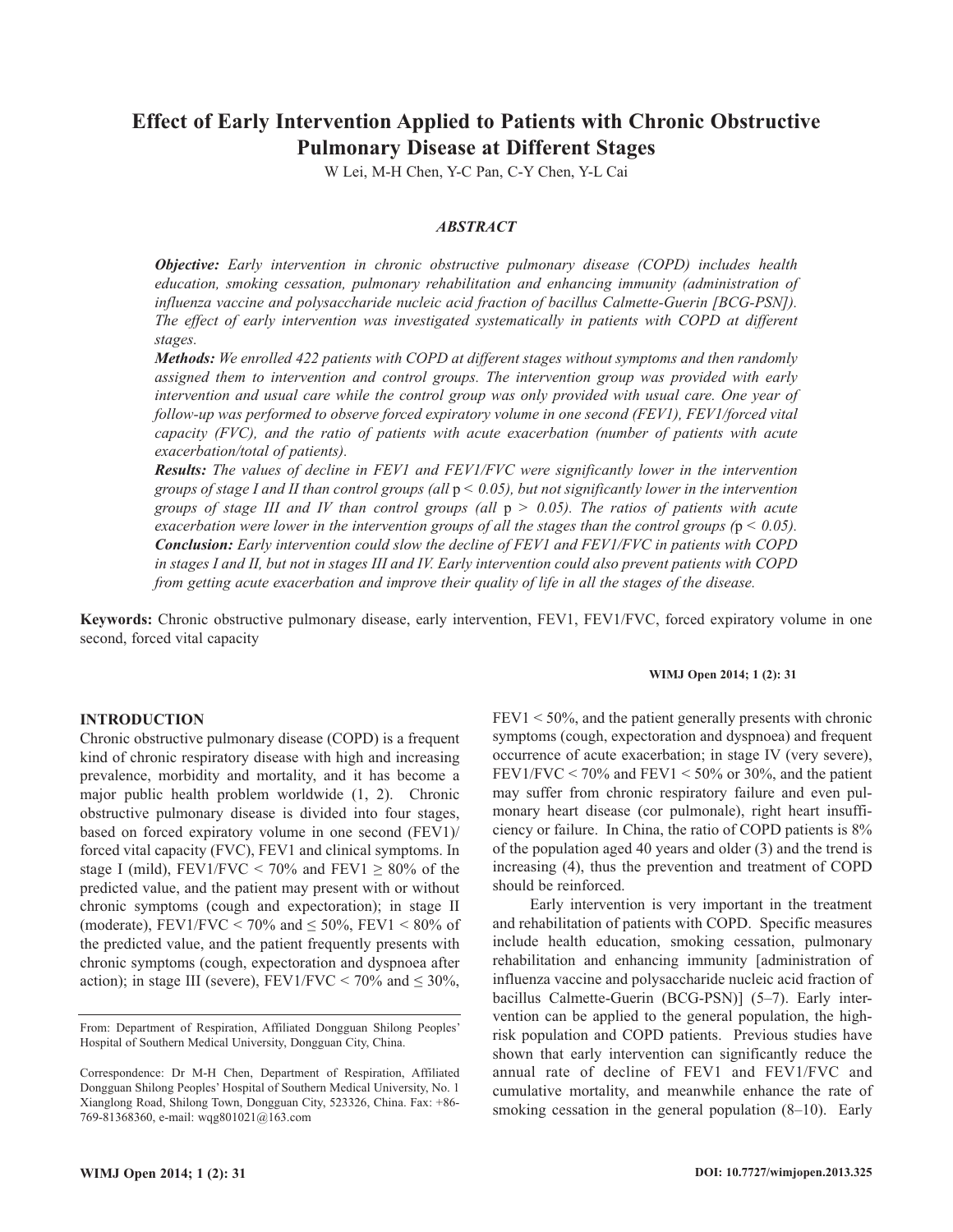# Effect of Early Intervention Applied to Patients with Chronic Obstructive Pulmonary Disease at Different Stages

W Lei, M-H Chen, Y-C Pan, C-Y Chen, Y-L Cai

## *ABSTRACT*

***Objective:*** *Early intervention in chronic obstructive pulmonary disease (COPD) includes health education, smoking cessation, pulmonary rehabilitation and enhancing immunity (administration of influenza vaccine and polysaccharide nucleic acid fraction of bacillus Calmette-Guerin [BCG-PSN]). The effect of early intervention was investigated systematically in patients with COPD at different stages.*

***Methods:*** *We enrolled 422 patients with COPD at different stages without symptoms and then randomly assigned them to intervention and control groups. The intervention group was provided with early intervention and usual care while the control group was only provided with usual care. One year of follow-up was performed to observe forced expiratory volume in one second (FEV1), FEV1/forced vital capacity (FVC), and the ratio of patients with acute exacerbation (number of patients with acute exacerbation/total of patients).*

***Results:*** *The values of decline in FEV1 and FEV1/FVC were significantly lower in the intervention groups of stage I and II than control groups (all $p < 0.05$), but not significantly lower in the intervention groups of stage III and IV than control groups (all $p > 0.05$). The ratios of patients with acute exacerbation were lower in the intervention groups of all the stages than the control groups ($p < 0.05$).*

***Conclusion:*** *Early intervention could slow the decline of FEV1 and FEV1/FVC in patients with COPD in stages I and II, but not in stages III and IV. Early intervention could also prevent patients with COPD from getting acute exacerbation and improve their quality of life in all the stages of the disease.*

**Keywords:** Chronic obstructive pulmonary disease, early intervention, FEV1, FEV1/FVC, forced expiratory volume in one second, forced vital capacity

## INTRODUCTION

Chronic obstructive pulmonary disease (COPD) is a frequent kind of chronic respiratory disease with high and increasing prevalence, morbidity and mortality, and it has become a major public health problem worldwide (1, 2). Chronic obstructive pulmonary disease is divided into four stages, based on forced expiratory volume in one second (FEV1)/ forced vital capacity (FVC), FEV1 and clinical symptoms. In stage I (mild), FEV1/FVC < 70% and FEV1 ≥ 80% of the predicted value, and the patient may present with or without chronic symptoms (cough and expectoration); in stage II (moderate), FEV1/FVC < 70% and ≤ 50%, FEV1 < 80% of the predicted value, and the patient frequently presents with chronic symptoms (cough, expectoration and dyspnoea after action); in stage III (severe), FEV1/FVC < 70% and ≤ 30%, FEV1 < 50%, and the patient generally presents with chronic symptoms (cough, expectoration and dyspnoea) and frequent occurrence of acute exacerbation; in stage IV (very severe), FEV1/FVC < 70% and FEV1 < 50% or 30%, and the patient may suffer from chronic respiratory failure and even pulmonary heart disease (cor pulmonale), right heart insufficiency or failure. In China, the ratio of COPD patients is 8% of the population aged 40 years and older (3) and the trend is increasing (4), thus the prevention and treatment of COPD should be reinforced.

Early intervention is very important in the treatment and rehabilitation of patients with COPD. Specific measures include health education, smoking cessation, pulmonary rehabilitation and enhancing immunity [administration of influenza vaccine and polysaccharide nucleic acid fraction of bacillus Calmette-Guerin (BCG-PSN)] (5–7). Early intervention can be applied to the general population, the high-risk population and COPD patients. Previous studies have shown that early intervention can significantly reduce the annual rate of decline of FEV1 and FEV1/FVC and cumulative mortality, and meanwhile enhance the rate of smoking cessation in the general population (8–10). Early

From: Department of Respiration, Affiliated Dongguan Shilong Peoples' Hospital of Southern Medical University, Dongguan City, China.

Correspondence: Dr M-H Chen, Department of Respiration, Affiliated Dongguan Shilong Peoples' Hospital of Southern Medical University, No. 1 Xianglong Road, Shilong Town, Dongguan City, 523326, China. Fax: +86-769-81368360, e-mail: wqg801021@163.com

DOI: 10.7727/wimjopen.2013.325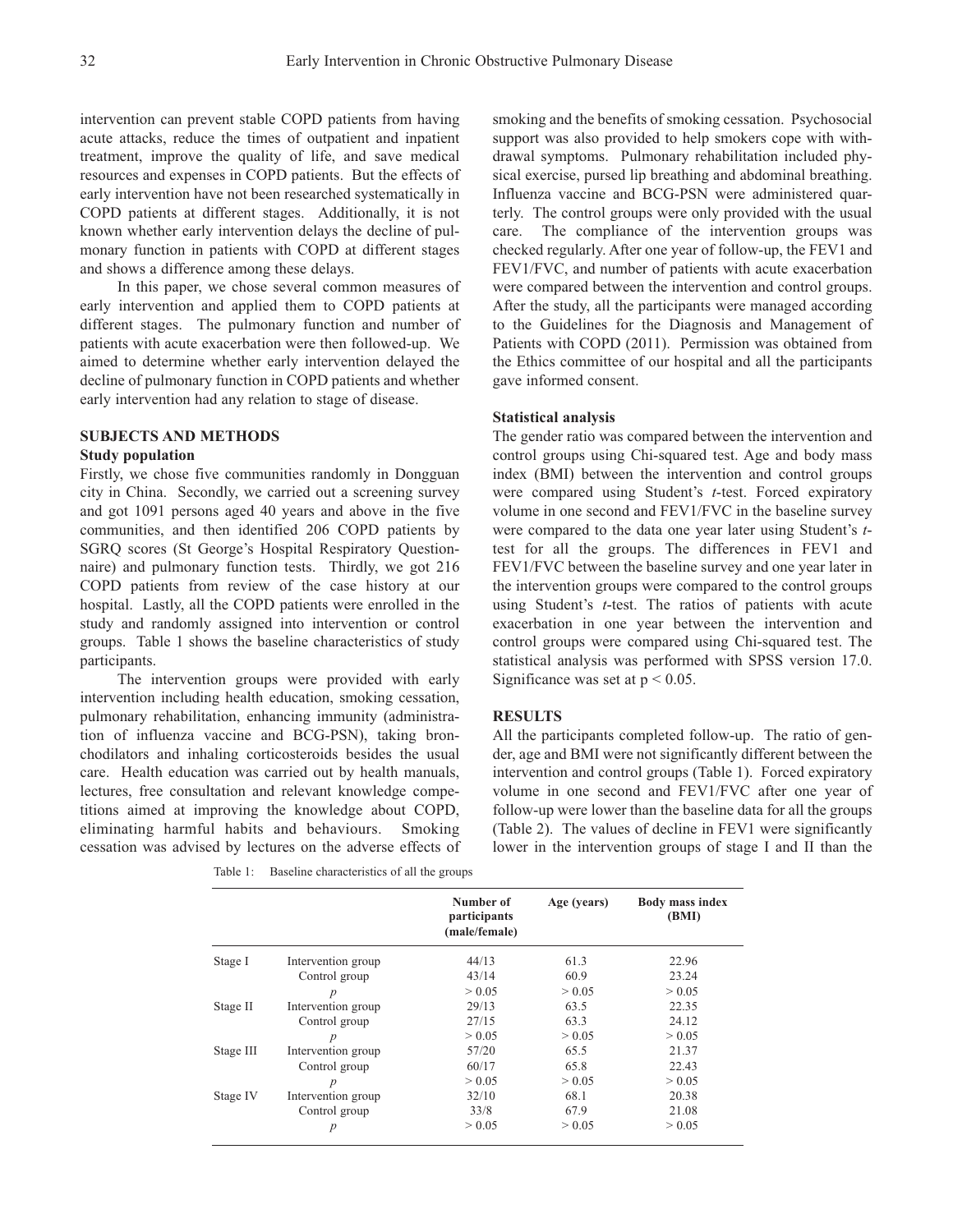intervention can prevent stable COPD patients from having acute attacks, reduce the times of outpatient and inpatient treatment, improve the quality of life, and save medical resources and expenses in COPD patients. But the effects of early intervention have not been researched systematically in COPD patients at different stages. Additionally, it is not known whether early intervention delays the decline of pulmonary function in patients with COPD at different stages and shows a difference among these delays.

In this paper, we chose several common measures of early intervention and applied them to COPD patients at different stages. The pulmonary function and number of patients with acute exacerbation were then followed-up. We aimed to determine whether early intervention delayed the decline of pulmonary function in COPD patients and whether early intervention had any relation to stage of disease.

## SUBJECTS AND METHODS

### Study population

Firstly, we chose five communities randomly in Dongguan city in China. Secondly, we carried out a screening survey and got 1091 persons aged 40 years and above in the five communities, and then identified 206 COPD patients by SGRQ scores (St George's Hospital Respiratory Questionnaire) and pulmonary function tests. Thirdly, we got 216 COPD patients from review of the case history at our hospital. Lastly, all the COPD patients were enrolled in the study and randomly assigned into intervention or control groups. Table 1 shows the baseline characteristics of study participants.

The intervention groups were provided with early intervention including health education, smoking cessation, pulmonary rehabilitation, enhancing immunity (administration of influenza vaccine and BCG-PSN), taking bronchodilators and inhaling corticosteroids besides the usual care. Health education was carried out by health manuals, lectures, free consultation and relevant knowledge competitions aimed at improving the knowledge about COPD, eliminating harmful habits and behaviours. Smoking cessation was advised by lectures on the adverse effects of smoking and the benefits of smoking cessation. Psychosocial support was also provided to help smokers cope with withdrawal symptoms. Pulmonary rehabilitation included physical exercise, pursed lip breathing and abdominal breathing. Influenza vaccine and BCG-PSN were administered quarterly. The control groups were only provided with the usual care. The compliance of the intervention groups was checked regularly. After one year of follow-up, the FEV1 and FEV1/FVC, and number of patients with acute exacerbation were compared between the intervention and control groups. After the study, all the participants were managed according to the Guidelines for the Diagnosis and Management of Patients with COPD (2011). Permission was obtained from the Ethics committee of our hospital and all the participants gave informed consent.

### Statistical analysis

The gender ratio was compared between the intervention and control groups using Chi-squared test. Age and body mass index (BMI) between the intervention and control groups were compared using Student's *t*-test. Forced expiratory volume in one second and FEV1/FVC in the baseline survey were compared to the data one year later using Student's *t*-test for all the groups. The differences in FEV1 and FEV1/FVC between the baseline survey and one year later in the intervention groups were compared to the control groups using Student's *t*-test. The ratios of patients with acute exacerbation in one year between the intervention and control groups were compared using Chi-squared test. The statistical analysis was performed with SPSS version 17.0. Significance was set at $p < 0.05$.

## RESULTS

All the participants completed follow-up. The ratio of gender, age and BMI were not significantly different between the intervention and control groups (Table 1). Forced expiratory volume in one second and FEV1/FVC after one year of follow-up were lower than the baseline data for all the groups (Table 2). The values of decline in FEV1 were significantly lower in the intervention groups of stage I and II than the

Table 1: Baseline characteristics of all the groups

| | | Number of participants (male/female) | Age (years) | Body mass index (BMI) |
|---|---|---|---|---|
| Stage I | Intervention group | 44/13 | 61.3 | 22.96 |
| | Control group | 43/14 | 60.9 | 23.24 |
| | *p* | > 0.05 | > 0.05 | > 0.05 |
| Stage II | Intervention group | 29/13 | 63.5 | 22.35 |
| | Control group | 27/15 | 63.3 | 24.12 |
| | *p* | > 0.05 | > 0.05 | > 0.05 |
| Stage III | Intervention group | 57/20 | 65.5 | 21.37 |
| | Control group | 60/17 | 65.8 | 22.43 |
| | *p* | > 0.05 | > 0.05 | > 0.05 |
| Stage IV | Intervention group | 32/10 | 68.1 | 20.38 |
| | Control group | 33/8 | 67.9 | 21.08 |
| | *p* | > 0.05 | > 0.05 | > 0.05 |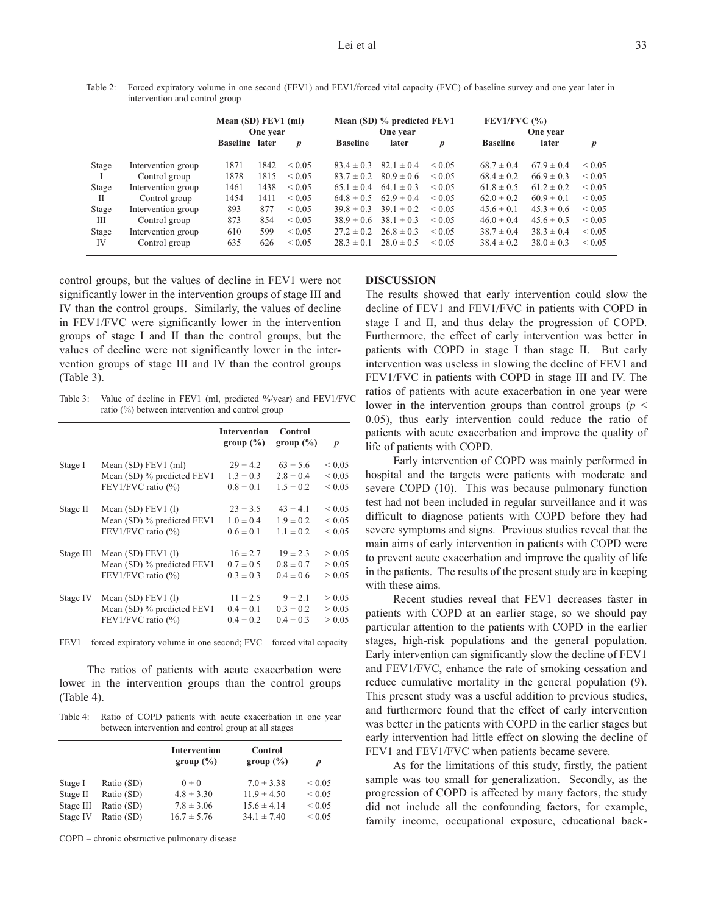Table 2: Forced expiratory volume in one second (FEV1) and FEV1/forced vital capacity (FVC) of baseline survey and one year later in intervention and control group

| | | Mean (SD) FEV1 (ml) | | | Mean (SD) % predicted FEV1 | | | FEV1/FVC (%) | | |
|---|---|---|---|---|---|---|---|---|---|---|
| | | Baseline | One year later | *p* | Baseline | One year later | *p* | Baseline | One year later | *p* |
| Stage I | Intervention group | 1871 | 1842 | < 0.05 | 83.4 ± 0.3 | 82.1 ± 0.4 | < 0.05 | 68.7 ± 0.4 | 67.9 ± 0.4 | < 0.05 |
| | Control group | 1878 | 1815 | < 0.05 | 83.7 ± 0.2 | 80.9 ± 0.6 | < 0.05 | 68.4 ± 0.2 | 66.9 ± 0.3 | < 0.05 |
| Stage II | Intervention group | 1461 | 1438 | < 0.05 | 65.1 ± 0.4 | 64.1 ± 0.3 | < 0.05 | 61.8 ± 0.5 | 61.2 ± 0.2 | < 0.05 |
| | Control group | 1454 | 1411 | < 0.05 | 64.8 ± 0.5 | 62.9 ± 0.4 | < 0.05 | 62.0 ± 0.2 | 60.9 ± 0.1 | < 0.05 |
| Stage III | Intervention group | 893 | 877 | < 0.05 | 39.8 ± 0.3 | 39.1 ± 0.2 | < 0.05 | 45.6 ± 0.1 | 45.3 ± 0.6 | < 0.05 |
| | Control group | 873 | 854 | < 0.05 | 38.9 ± 0.6 | 38.1 ± 0.3 | < 0.05 | 46.0 ± 0.4 | 45.6 ± 0.5 | < 0.05 |
| Stage IV | Intervention group | 610 | 599 | < 0.05 | 27.2 ± 0.2 | 26.8 ± 0.3 | < 0.05 | 38.7 ± 0.4 | 38.3 ± 0.4 | < 0.05 |
| | Control group | 635 | 626 | < 0.05 | 28.3 ± 0.1 | 28.0 ± 0.5 | < 0.05 | 38.4 ± 0.2 | 38.0 ± 0.3 | < 0.05 |

control groups, but the values of decline in FEV1 were not significantly lower in the intervention groups of stage III and IV than the control groups. Similarly, the values of decline in FEV1/FVC were significantly lower in the intervention groups of stage I and II than the control groups, but the values of decline were not significantly lower in the intervention groups of stage III and IV than the control groups (Table 3).

Table 3: Value of decline in FEV1 (ml, predicted %/year) and FEV1/FVC ratio (%) between intervention and control group

| | | Intervention group (%) | Control group (%) | *p* |
|---|---|---|---|---|
| Stage I | Mean (SD) FEV1 (ml) | 29 ± 4.2 | 63 ± 5.6 | < 0.05 |
| | Mean (SD) % predicted FEV1 | 1.3 ± 0.3 | 2.8 ± 0.4 | < 0.05 |
| | FEV1/FVC ratio (%) | 0.8 ± 0.1 | 1.5 ± 0.2 | < 0.05 |
| Stage II | Mean (SD) FEV1 (l) | 23 ± 3.5 | 43 ± 4.1 | < 0.05 |
| | Mean (SD) % predicted FEV1 | 1.0 ± 0.4 | 1.9 ± 0.2 | < 0.05 |
| | FEV1/FVC ratio (%) | 0.6 ± 0.1 | 1.1 ± 0.2 | < 0.05 |
| Stage III | Mean (SD) FEV1 (l) | 16 ± 2.7 | 19 ± 2.3 | > 0.05 |
| | Mean (SD) % predicted FEV1 | 0.7 ± 0.5 | 0.8 ± 0.7 | > 0.05 |
| | FEV1/FVC ratio (%) | 0.3 ± 0.3 | 0.4 ± 0.6 | > 0.05 |
| Stage IV | Mean (SD) FEV1 (l) | 11 ± 2.5 | 9 ± 2.1 | > 0.05 |
| | Mean (SD) % predicted FEV1 | 0.4 ± 0.1 | 0.3 ± 0.2 | > 0.05 |
| | FEV1/FVC ratio (%) | 0.4 ± 0.2 | 0.4 ± 0.3 | > 0.05 |

FEV1 – forced expiratory volume in one second; FVC – forced vital capacity

The ratios of patients with acute exacerbation were lower in the intervention groups than the control groups (Table 4).

Table 4: Ratio of COPD patients with acute exacerbation in one year between intervention and control group at all stages

| | | Intervention group (%) | Control group (%) | *p* |
|---|---|---|---|---|
| Stage I | Ratio (SD) | 0 ± 0 | 7.0 ± 3.38 | < 0.05 |
| Stage II | Ratio (SD) | 4.8 ± 3.30 | 11.9 ± 4.50 | < 0.05 |
| Stage III | Ratio (SD) | 7.8 ± 3.06 | 15.6 ± 4.14 | < 0.05 |
| Stage IV | Ratio (SD) | 16.7 ± 5.76 | 34.1 ± 7.40 | < 0.05 |

COPD – chronic obstructive pulmonary disease

## DISCUSSION

The results showed that early intervention could slow the decline of FEV1 and FEV1/FVC in patients with COPD in stage I and II, and thus delay the progression of COPD. Furthermore, the effect of early intervention was better in patients with COPD in stage I than stage II. But early intervention was useless in slowing the decline of FEV1 and FEV1/FVC in patients with COPD in stage III and IV. The ratios of patients with acute exacerbation in one year were lower in the intervention groups than control groups ($p < 0.05$), thus early intervention could reduce the ratio of patients with acute exacerbation and improve the quality of life of patients with COPD.

Early intervention of COPD was mainly performed in hospital and the targets were patients with moderate and severe COPD (10). This was because pulmonary function test had not been included in regular surveillance and it was difficult to diagnose patients with COPD before they had severe symptoms and signs. Previous studies reveal that the main aims of early intervention in patients with COPD were to prevent acute exacerbation and improve the quality of life in the patients. The results of the present study are in keeping with these aims.

Recent studies reveal that FEV1 decreases faster in patients with COPD at an earlier stage, so we should pay particular attention to the patients with COPD in the earlier stages, high-risk populations and the general population. Early intervention can significantly slow the decline of FEV1 and FEV1/FVC, enhance the rate of smoking cessation and reduce cumulative mortality in the general population (9). This present study was a useful addition to previous studies, and furthermore found that the effect of early intervention was better in the patients with COPD in the earlier stages but early intervention had little effect on slowing the decline of FEV1 and FEV1/FVC when patients became severe.

As for the limitations of this study, firstly, the patient sample was too small for generalization. Secondly, as the progression of COPD is affected by many factors, the study did not include all the confounding factors, for example, family income, occupational exposure, educational back-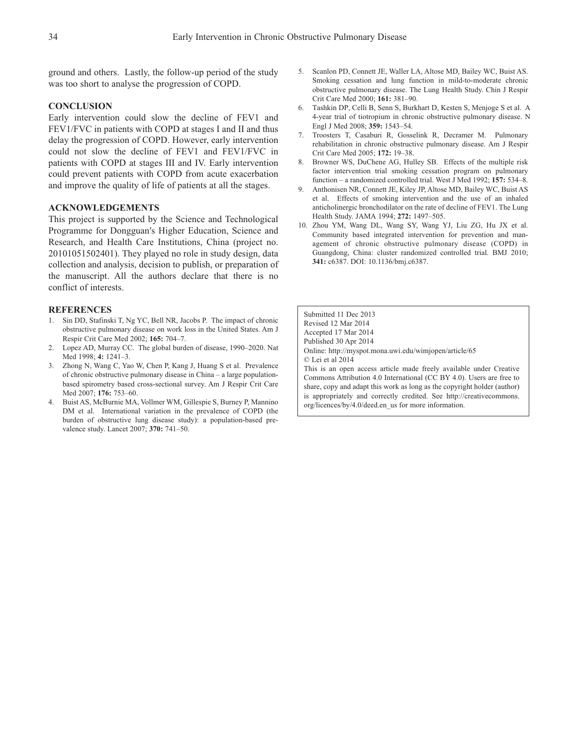ground and others. Lastly, the follow-up period of the study was too short to analyse the progression of COPD.

## CONCLUSION

Early intervention could slow the decline of FEV1 and FEV1/FVC in patients with COPD at stages I and II and thus delay the progression of COPD. However, early intervention could not slow the decline of FEV1 and FEV1/FVC in patients with COPD at stages III and IV. Early intervention could prevent patients with COPD from acute exacerbation and improve the quality of life of patients at all the stages.

## ACKNOWLEDGEMENTS

This project is supported by the Science and Technological Programme for Dongguan's Higher Education, Science and Research, and Health Care Institutions, China (project no. 20101051502401). They played no role in study design, data collection and analysis, decision to publish, or preparation of the manuscript. All the authors declare that there is no conflict of interests.

## REFERENCES

1. Sin DD, Stafinski T, Ng YC, Bell NR, Jacobs P. The impact of chronic obstructive pulmonary disease on work loss in the United States. Am J Respir Crit Care Med 2002; **165:** 704–7.
2. Lopez AD, Murray CC. The global burden of disease, 1990–2020. Nat Med 1998; **4:** 1241–3.
3. Zhong N, Wang C, Yao W, Chen P, Kang J, Huang S et al. Prevalence of chronic obstructive pulmonary disease in China – a large population-based spirometry based cross-sectional survey. Am J Respir Crit Care Med 2007; **176:** 753–60.
4. Buist AS, McBurnie MA, Vollmer WM, Gillespie S, Burney P, Mannino DM et al. International variation in the prevalence of COPD (the burden of obstructive lung disease study): a population-based prevalence study. Lancet 2007; **370:** 741–50.
5. Scanlon PD, Connett JE, Waller LA, Altose MD, Bailey WC, Buist AS. Smoking cessation and lung function in mild-to-moderate chronic obstructive pulmonary disease. The Lung Health Study. Chin J Respir Crit Care Med 2000; **161:** 381–90.
6. Tashkin DP, Celli B, Senn S, Burkhart D, Kesten S, Menjoge S et al. A 4-year trial of tiotropium in chronic obstructive pulmonary disease. N Engl J Med 2008; **359:** 1543–54.
7. Troosters T, Casaburi R, Gosselink R, Decramer M. Pulmonary rehabilitation in chronic obstructive pulmonary disease. Am J Respir Crit Care Med 2005; **172:** 19–38.
8. Browner WS, DuChene AG, Hulley SB. Effects of the multiple risk factor intervention trial smoking cessation program on pulmonary function – a randomized controlled trial. West J Med 1992; **157:** 534–8.
9. Anthonisen NR, Connett JE, Kiley JP, Altose MD, Bailey WC, Buist AS et al. Effects of smoking intervention and the use of an inhaled anticholinergic bronchodilator on the rate of decline of FEV1. The Lung Health Study. JAMA 1994; **272:** 1497–505.
10. Zhou YM, Wang DL, Wang SY, Wang YJ, Liu ZG, Hu JX et al. Community based integrated intervention for prevention and management of chronic obstructive pulmonary disease (COPD) in Guangdong, China: cluster randomized controlled trial. BMJ 2010; **341:** c6387. DOI: 10.1136/bmj.c6387.

Submitted 11 Dec 2013
Revised 12 Mar 2014
Accepted 17 Mar 2014
Published 30 Apr 2014
Online: http://myspot.mona.uwi.edu/wimjopen/article/65
© Lei et al 2014
This is an open access article made freely available under Creative Commons Attribution 4.0 International (CC BY 4.0). Users are free to share, copy and adapt this work as long as the copyright holder (author) is appropriately and correctly credited. See http://creativecommons.org/licences/by/4.0/deed.en_us for more information.